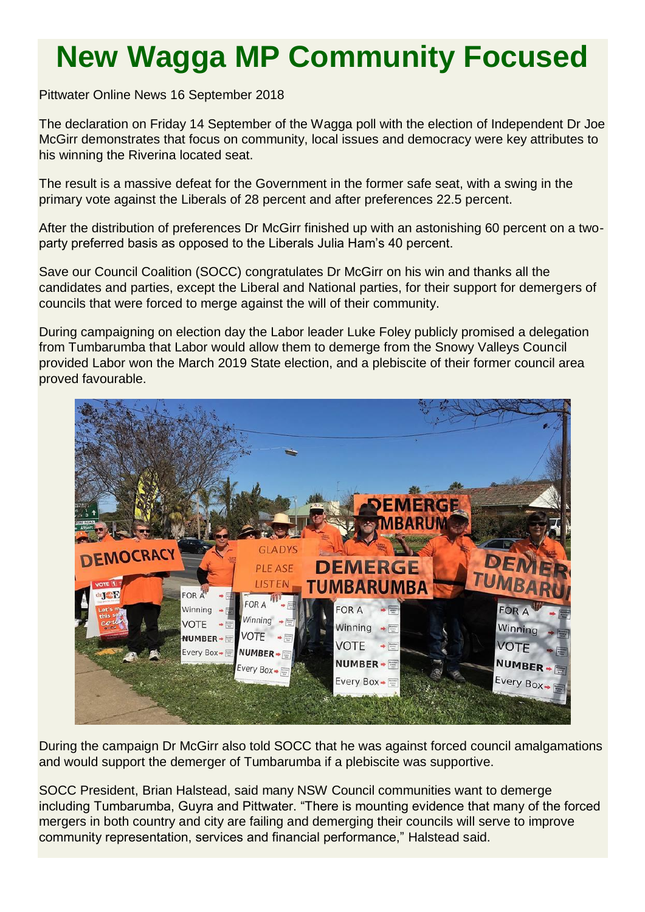# New Wagga MP Community Focused

Pittwater Online News 16 September 2018

The declaration on Friday 14 September of the Wagga poll with the election of Independent Dr Joe McGirr demonstrates that focus on community, local issues and democracy were key attributes to his winning the Riverina located seat.

The result is a massive defeat for the Government in the former safe seat, with a swing in the primary vote against the Liberals of 28 percent and after preferences 22.5 percent.

After the distribution of preferences Dr McGirr finished up with an astonishing 60 percent on a two-party preferred basis as opposed to the Liberals Julia Ham's 40 percent.

Save our Council Coalition (SOCC) congratulates Dr McGirr on his win and thanks all the candidates and parties, except the Liberal and National parties, for their support for demergers of councils that were forced to merge against the will of their community.

During campaigning on election day the Labor leader Luke Foley publicly promised a delegation from Tumbarumba that Labor would allow them to demerge from the Snowy Valleys Council provided Labor won the March 2019 State election, and a plebiscite of their former council area proved favourable.

During the campaign Dr McGirr also told SOCC that he was against forced council amalgamations and would support the demerger of Tumbarumba if a plebiscite was supportive.

SOCC President, Brian Halstead, said many NSW Council communities want to demerge including Tumbarumba, Guyra and Pittwater. "There is mounting evidence that many of the forced mergers in both country and city are failing and demerging their councils will serve to improve community representation, services and financial performance," Halstead said.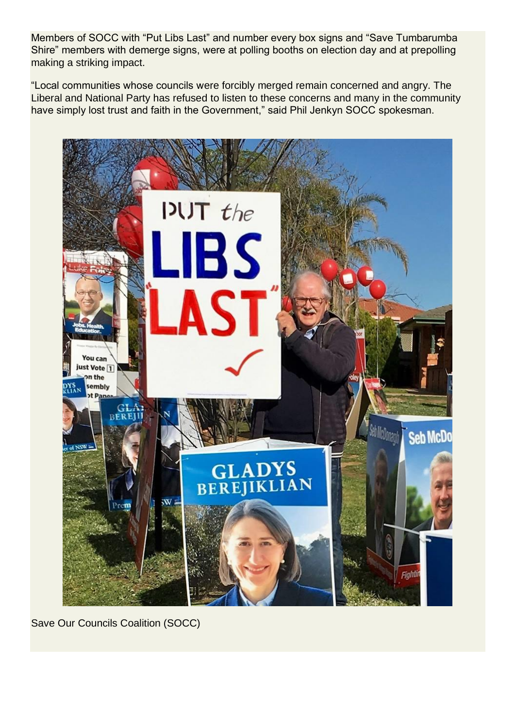Members of SOCC with "Put Libs Last" and number every box signs and "Save Tumbarumba Shire" members with demerge signs, were at polling booths on election day and at prepolling making a striking impact.

"Local communities whose councils were forcibly merged remain concerned and angry. The Liberal and National Party has refused to listen to these concerns and many in the community have simply lost trust and faith in the Government," said Phil Jenkyn SOCC spokesman.

Save Our Councils Coalition (SOCC)